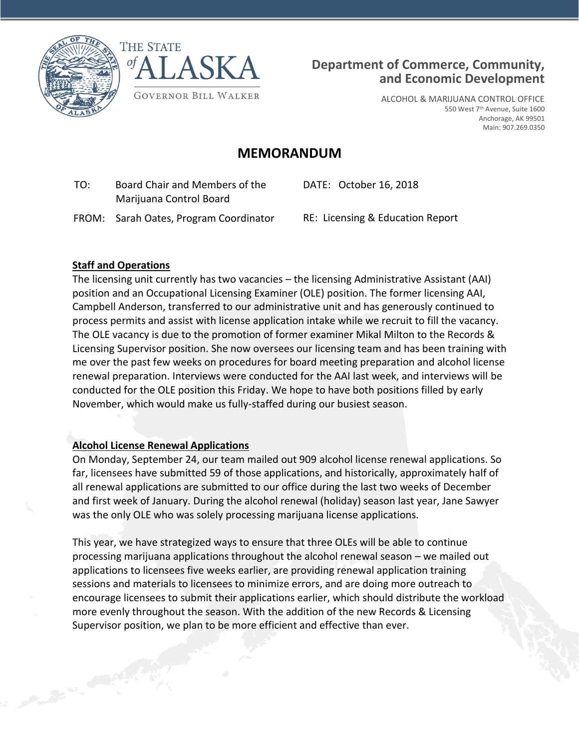THE STATE of ALASKA

GOVERNOR BILL WALKER

**Department of Commerce, Community, and Economic Development**

ALCOHOL & MARIJUANA CONTROL OFFICE
550 West 7th Avenue, Suite 1600
Anchorage, AK 99501
Main: 907.269.0350

# MEMORANDUM

TO: Board Chair and Members of the Marijuana Control Board

DATE: October 16, 2018

FROM: Sarah Oates, Program Coordinator

RE: Licensing & Education Report

**Staff and Operations**

The licensing unit currently has two vacancies – the licensing Administrative Assistant (AAI) position and an Occupational Licensing Examiner (OLE) position. The former licensing AAI, Campbell Anderson, transferred to our administrative unit and has generously continued to process permits and assist with license application intake while we recruit to fill the vacancy. The OLE vacancy is due to the promotion of former examiner Mikal Milton to the Records & Licensing Supervisor position. She now oversees our licensing team and has been training with me over the past few weeks on procedures for board meeting preparation and alcohol license renewal preparation. Interviews were conducted for the AAI last week, and interviews will be conducted for the OLE position this Friday. We hope to have both positions filled by early November, which would make us fully-staffed during our busiest season.

**Alcohol License Renewal Applications**

On Monday, September 24, our team mailed out 909 alcohol license renewal applications. So far, licensees have submitted 59 of those applications, and historically, approximately half of all renewal applications are submitted to our office during the last two weeks of December and first week of January. During the alcohol renewal (holiday) season last year, Jane Sawyer was the only OLE who was solely processing marijuana license applications.

This year, we have strategized ways to ensure that three OLEs will be able to continue processing marijuana applications throughout the alcohol renewal season – we mailed out applications to licensees five weeks earlier, are providing renewal application training sessions and materials to licensees to minimize errors, and are doing more outreach to encourage licensees to submit their applications earlier, which should distribute the workload more evenly throughout the season. With the addition of the new Records & Licensing Supervisor position, we plan to be more efficient and effective than ever.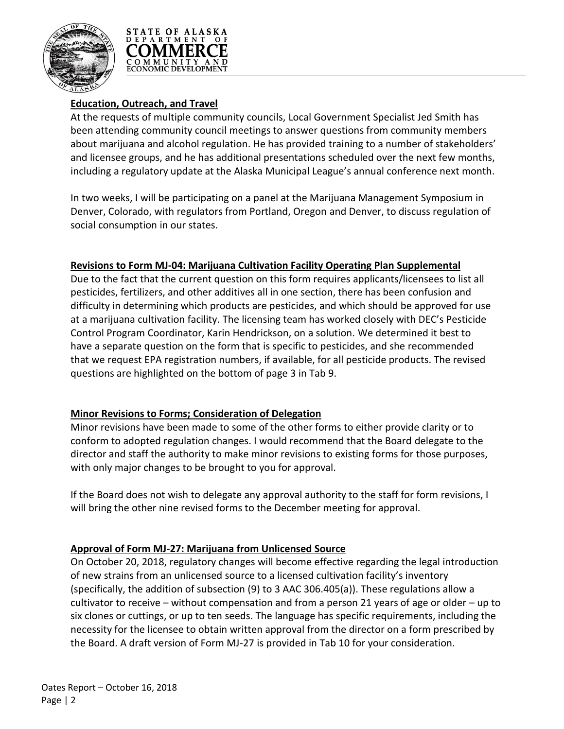## Education, Outreach, and Travel

At the requests of multiple community councils, Local Government Specialist Jed Smith has been attending community council meetings to answer questions from community members about marijuana and alcohol regulation. He has provided training to a number of stakeholders' and licensee groups, and he has additional presentations scheduled over the next few months, including a regulatory update at the Alaska Municipal League's annual conference next month.

In two weeks, I will be participating on a panel at the Marijuana Management Symposium in Denver, Colorado, with regulators from Portland, Oregon and Denver, to discuss regulation of social consumption in our states.

## Revisions to Form MJ-04: Marijuana Cultivation Facility Operating Plan Supplemental

Due to the fact that the current question on this form requires applicants/licensees to list all pesticides, fertilizers, and other additives all in one section, there has been confusion and difficulty in determining which products are pesticides, and which should be approved for use at a marijuana cultivation facility. The licensing team has worked closely with DEC's Pesticide Control Program Coordinator, Karin Hendrickson, on a solution. We determined it best to have a separate question on the form that is specific to pesticides, and she recommended that we request EPA registration numbers, if available, for all pesticide products. The revised questions are highlighted on the bottom of page 3 in Tab 9.

## Minor Revisions to Forms; Consideration of Delegation

Minor revisions have been made to some of the other forms to either provide clarity or to conform to adopted regulation changes. I would recommend that the Board delegate to the director and staff the authority to make minor revisions to existing forms for those purposes, with only major changes to be brought to you for approval.

If the Board does not wish to delegate any approval authority to the staff for form revisions, I will bring the other nine revised forms to the December meeting for approval.

## Approval of Form MJ-27: Marijuana from Unlicensed Source

On October 20, 2018, regulatory changes will become effective regarding the legal introduction of new strains from an unlicensed source to a licensed cultivation facility's inventory (specifically, the addition of subsection (9) to 3 AAC 306.405(a)). These regulations allow a cultivator to receive – without compensation and from a person 21 years of age or older – up to six clones or cuttings, or up to ten seeds. The language has specific requirements, including the necessity for the licensee to obtain written approval from the director on a form prescribed by the Board. A draft version of Form MJ-27 is provided in Tab 10 for your consideration.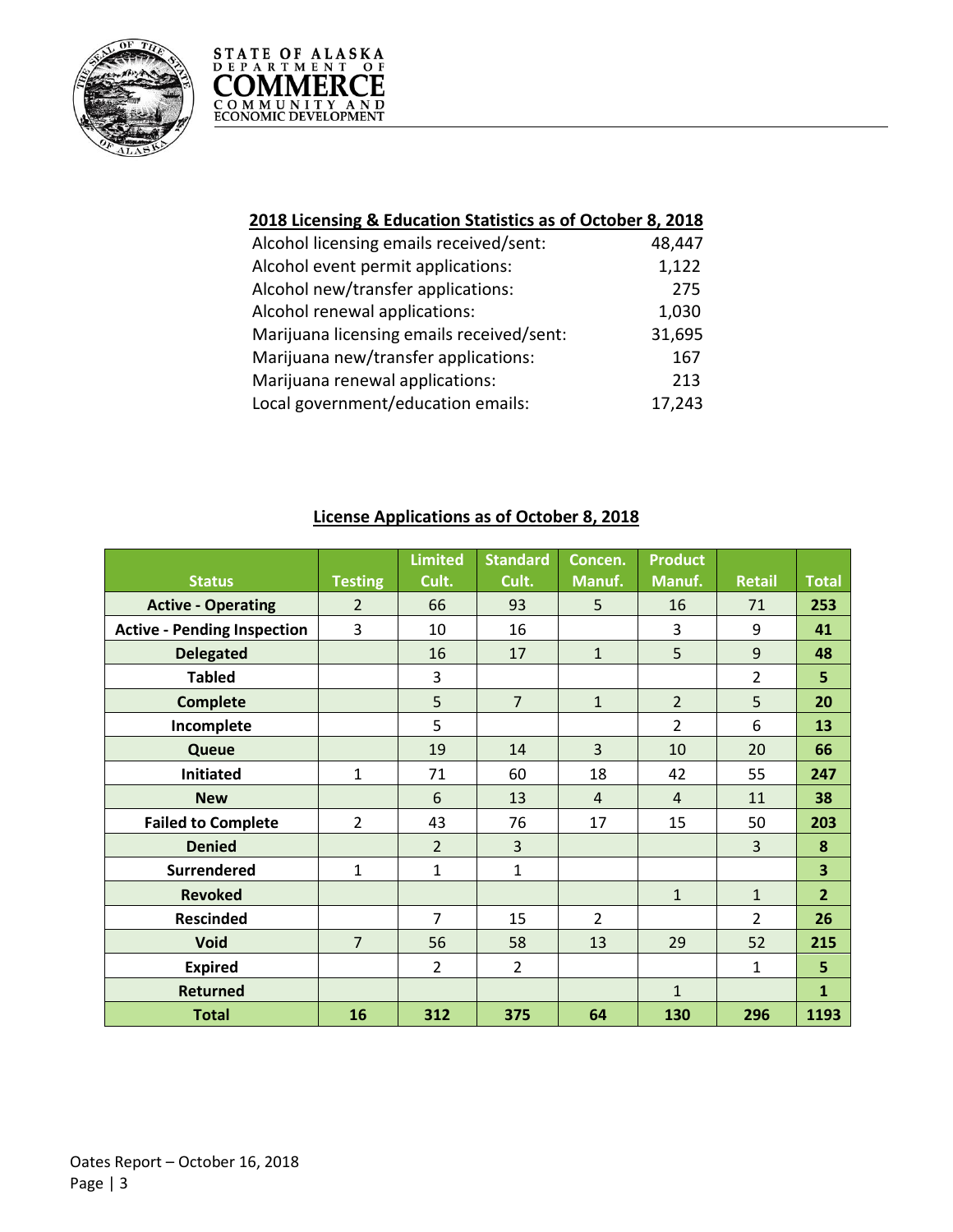## 2018 Licensing & Education Statistics as of October 8, 2018

| | |
|---|---|
| Alcohol licensing emails received/sent: | 48,447 |
| Alcohol event permit applications: | 1,122 |
| Alcohol new/transfer applications: | 275 |
| Alcohol renewal applications: | 1,030 |
| Marijuana licensing emails received/sent: | 31,695 |
| Marijuana new/transfer applications: | 167 |
| Marijuana renewal applications: | 213 |
| Local government/education emails: | 17,243 |

## License Applications as of October 8, 2018

| Status | Testing | Limited Cult. | Standard Cult. | Concen. Manuf. | Product Manuf. | Retail | Total |
|---|---|---|---|---|---|---|---|
| **Active - Operating** | 2 | 66 | 93 | 5 | 16 | 71 | **253** |
| **Active - Pending Inspection** | 3 | 10 | 16 | | 3 | 9 | **41** |
| **Delegated** | | 16 | 17 | 1 | 5 | 9 | **48** |
| **Tabled** | | 3 | | | | 2 | **5** |
| **Complete** | | 5 | 7 | 1 | 2 | 5 | **20** |
| **Incomplete** | | 5 | | | 2 | 6 | **13** |
| **Queue** | | 19 | 14 | 3 | 10 | 20 | **66** |
| **Initiated** | 1 | 71 | 60 | 18 | 42 | 55 | **247** |
| **New** | | 6 | 13 | 4 | 4 | 11 | **38** |
| **Failed to Complete** | 2 | 43 | 76 | 17 | 15 | 50 | **203** |
| **Denied** | | 2 | 3 | | | 3 | **8** |
| **Surrendered** | 1 | 1 | 1 | | | | **3** |
| **Revoked** | | | | | 1 | 1 | **2** |
| **Rescinded** | | 7 | 15 | 2 | | 2 | **26** |
| **Void** | 7 | 56 | 58 | 13 | 29 | 52 | **215** |
| **Expired** | | 2 | 2 | | | 1 | **5** |
| **Returned** | | | | | 1 | | **1** |
| **Total** | **16** | **312** | **375** | **64** | **130** | **296** | **1193** |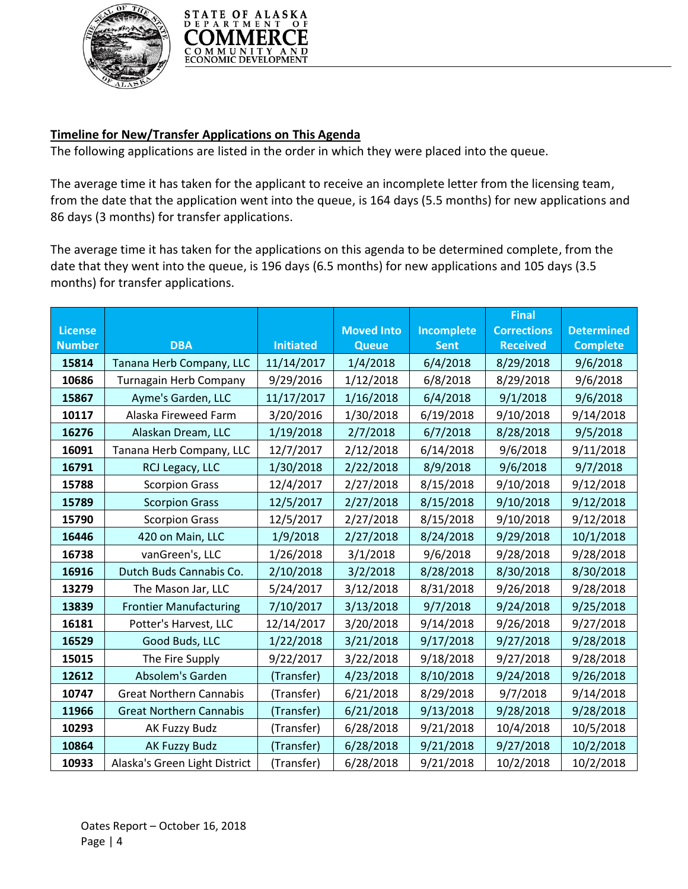STATE OF ALASKA
DEPARTMENT OF
COMMERCE
COMMUNITY AND
ECONOMIC DEVELOPMENT

**Timeline for New/Transfer Applications on This Agenda**

The following applications are listed in the order in which they were placed into the queue.

The average time it has taken for the applicant to receive an incomplete letter from the licensing team, from the date that the application went into the queue, is 164 days (5.5 months) for new applications and 86 days (3 months) for transfer applications.

The average time it has taken for the applications on this agenda to be determined complete, from the date that they went into the queue, is 196 days (6.5 months) for new applications and 105 days (3.5 months) for transfer applications.

| License Number | DBA | Initiated | Moved Into Queue | Incomplete Sent | Final Corrections Received | Determined Complete |
|---|---|---|---|---|---|---|
| **15814** | Tanana Herb Company, LLC | 11/14/2017 | 1/4/2018 | 6/4/2018 | 8/29/2018 | 9/6/2018 |
| **10686** | Turnagain Herb Company | 9/29/2016 | 1/12/2018 | 6/8/2018 | 8/29/2018 | 9/6/2018 |
| **15867** | Ayme's Garden, LLC | 11/17/2017 | 1/16/2018 | 6/4/2018 | 9/1/2018 | 9/6/2018 |
| **10117** | Alaska Fireweed Farm | 3/20/2016 | 1/30/2018 | 6/19/2018 | 9/10/2018 | 9/14/2018 |
| **16276** | Alaskan Dream, LLC | 1/19/2018 | 2/7/2018 | 6/7/2018 | 8/28/2018 | 9/5/2018 |
| **16091** | Tanana Herb Company, LLC | 12/7/2017 | 2/12/2018 | 6/14/2018 | 9/6/2018 | 9/11/2018 |
| **16791** | RCJ Legacy, LLC | 1/30/2018 | 2/22/2018 | 8/9/2018 | 9/6/2018 | 9/7/2018 |
| **15788** | Scorpion Grass | 12/4/2017 | 2/27/2018 | 8/15/2018 | 9/10/2018 | 9/12/2018 |
| **15789** | Scorpion Grass | 12/5/2017 | 2/27/2018 | 8/15/2018 | 9/10/2018 | 9/12/2018 |
| **15790** | Scorpion Grass | 12/5/2017 | 2/27/2018 | 8/15/2018 | 9/10/2018 | 9/12/2018 |
| **16446** | 420 on Main, LLC | 1/9/2018 | 2/27/2018 | 8/24/2018 | 9/29/2018 | 10/1/2018 |
| **16738** | vanGreen's, LLC | 1/26/2018 | 3/1/2018 | 9/6/2018 | 9/28/2018 | 9/28/2018 |
| **16916** | Dutch Buds Cannabis Co. | 2/10/2018 | 3/2/2018 | 8/28/2018 | 8/30/2018 | 8/30/2018 |
| **13279** | The Mason Jar, LLC | 5/24/2017 | 3/12/2018 | 8/31/2018 | 9/26/2018 | 9/28/2018 |
| **13839** | Frontier Manufacturing | 7/10/2017 | 3/13/2018 | 9/7/2018 | 9/24/2018 | 9/25/2018 |
| **16181** | Potter's Harvest, LLC | 12/14/2017 | 3/20/2018 | 9/14/2018 | 9/26/2018 | 9/27/2018 |
| **16529** | Good Buds, LLC | 1/22/2018 | 3/21/2018 | 9/17/2018 | 9/27/2018 | 9/28/2018 |
| **15015** | The Fire Supply | 9/22/2017 | 3/22/2018 | 9/18/2018 | 9/27/2018 | 9/28/2018 |
| **12612** | Absolem's Garden | (Transfer) | 4/23/2018 | 8/10/2018 | 9/24/2018 | 9/26/2018 |
| **10747** | Great Northern Cannabis | (Transfer) | 6/21/2018 | 8/29/2018 | 9/7/2018 | 9/14/2018 |
| **11966** | Great Northern Cannabis | (Transfer) | 6/21/2018 | 9/13/2018 | 9/28/2018 | 9/28/2018 |
| **10293** | AK Fuzzy Budz | (Transfer) | 6/28/2018 | 9/21/2018 | 10/4/2018 | 10/5/2018 |
| **10864** | AK Fuzzy Budz | (Transfer) | 6/28/2018 | 9/21/2018 | 9/27/2018 | 10/2/2018 |
| **10933** | Alaska's Green Light District | (Transfer) | 6/28/2018 | 9/21/2018 | 10/2/2018 | 10/2/2018 |